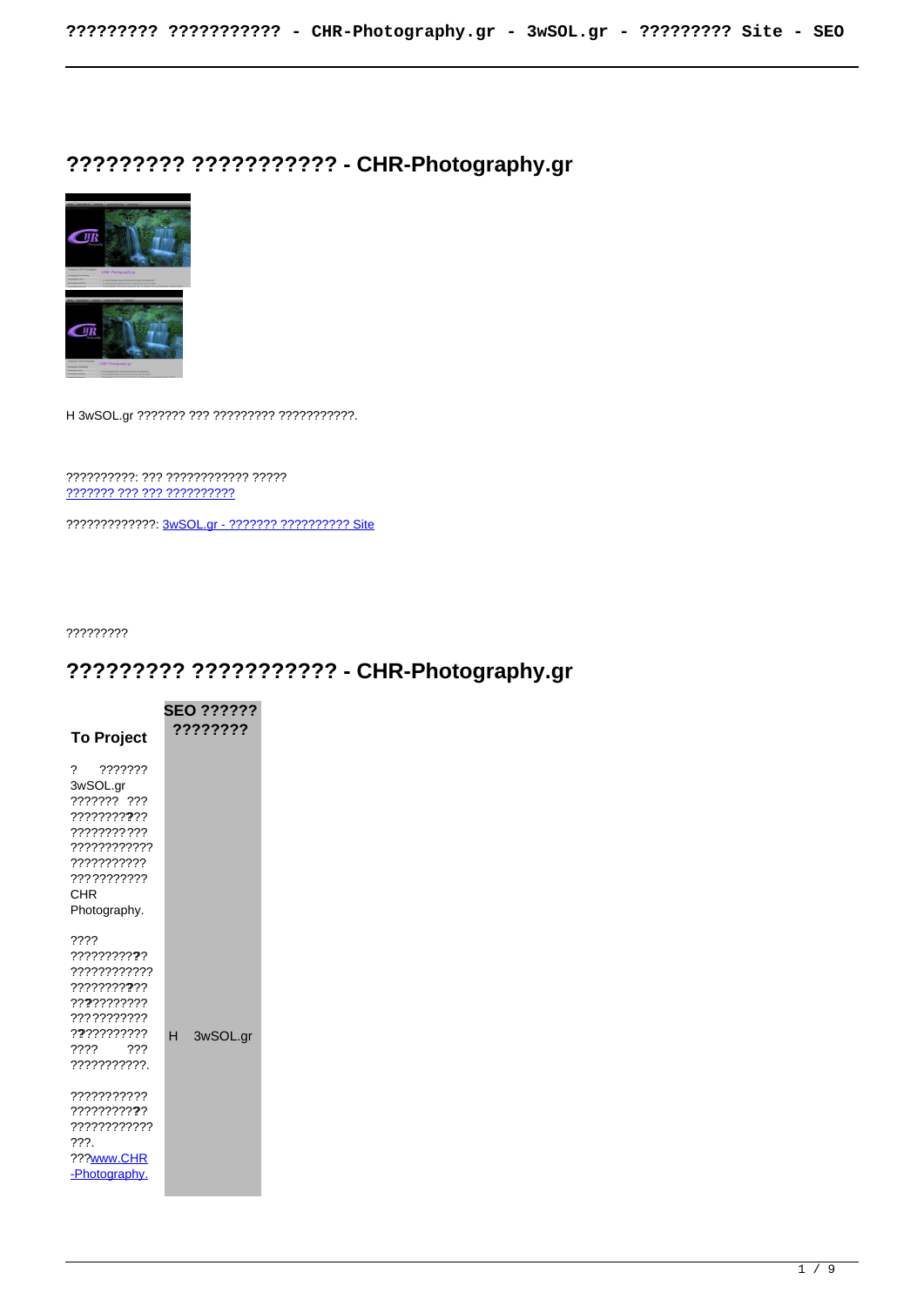# ????????? ??????????? - CHR-Photography.gr

H 3wSOL.gr ??????? ??? ????????? ???????????.

??????????: ??? ???????????? ?????
??????? ??? ??? ??????????

?????????????: 3wSOL.gr - ??????? ?????????? Site

?????????

# ????????? ??????????? - CHR-Photography.gr

| To Project | SEO ?????? ???????? |
|---|---|
| ? ??????? 3wSOL.gr ??????? ??? ????????? ??????????? ???????????? ??????????? ??????????? CHR Photography.<br><br>???? ????????? ???????????? ????????? ??????????? ??????????? ???? ??? ???????????.<br><br>??????????? ????????? ???????????? ???. ???www.CHR-Photography. | H 3wSOL.gr |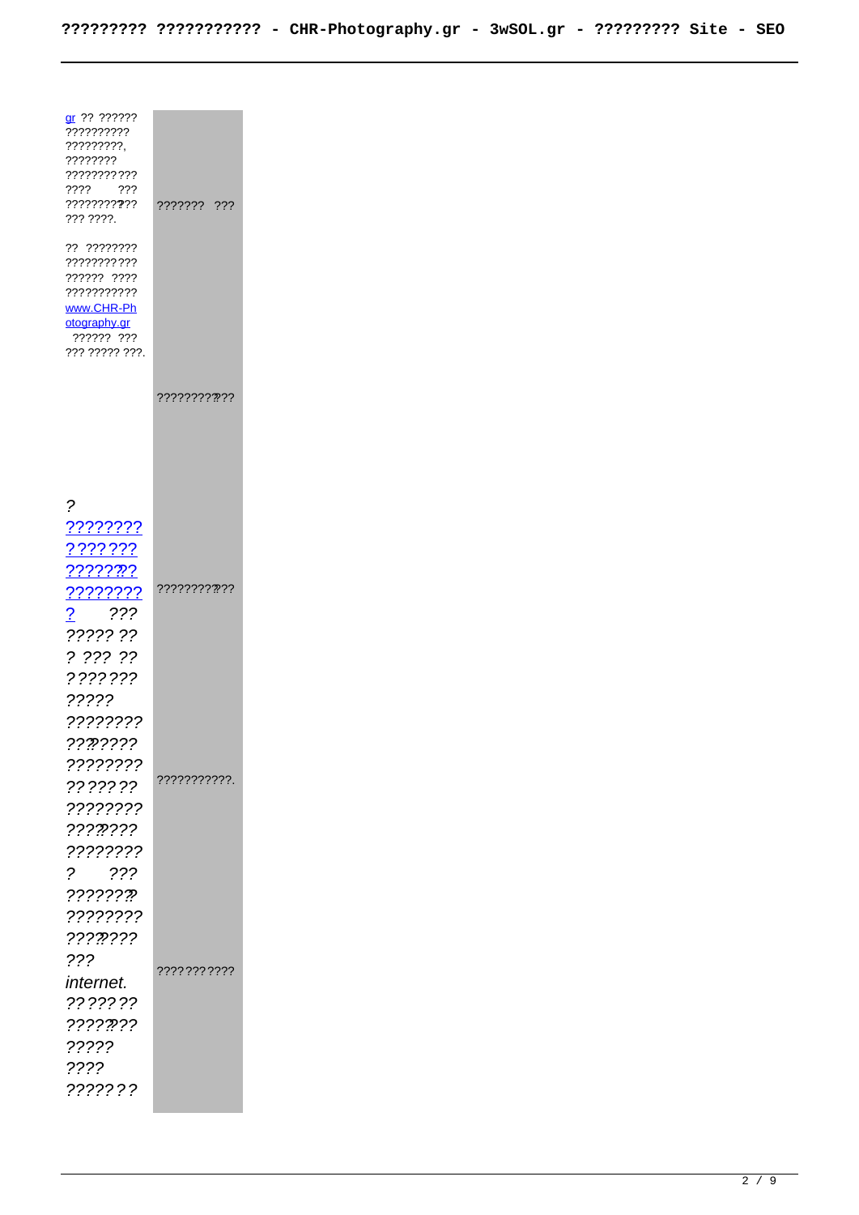gr ?? ?????? ?????????? ?????????, ???????? ??????????? ???? ??? ????????? ??? ??? ????.

?? ???????? ??????????? ?????? ???? ??????????? www.CHR-Photography.gr ?????? ??? ??? ????? ???.

??????? ???

?????????? ???

?????????? ???

*? ???????? ??????? ??????? ???????? ? ??? ????? ?? ? ??? ?? ??????? ????? ???????? ???????? ???????? ?? ???? ???????? ???????? ???????? ? ??? ???????? ???????? ???????? ??? internet. ?? ???? ???????? ????? ???? ??????*

???????????.

???????????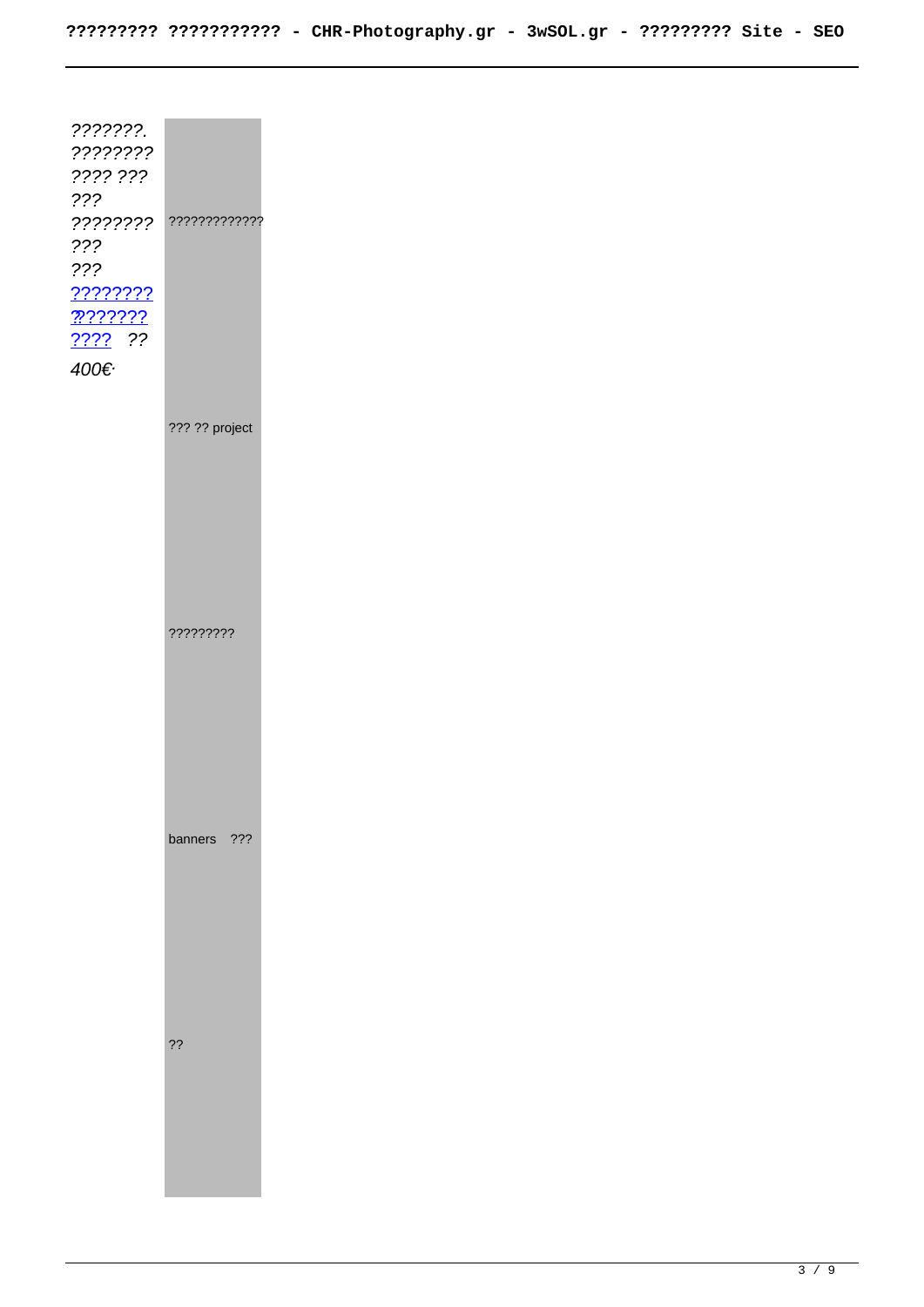*???????.*
*????????*
*???? ???*
*???*
*????????*
*???*
*???*
*[????????](#)*
*[????????](#)*
*[????](#) ??*

*400€·*

?????????????

??? ?? project

?????????

banners ???

??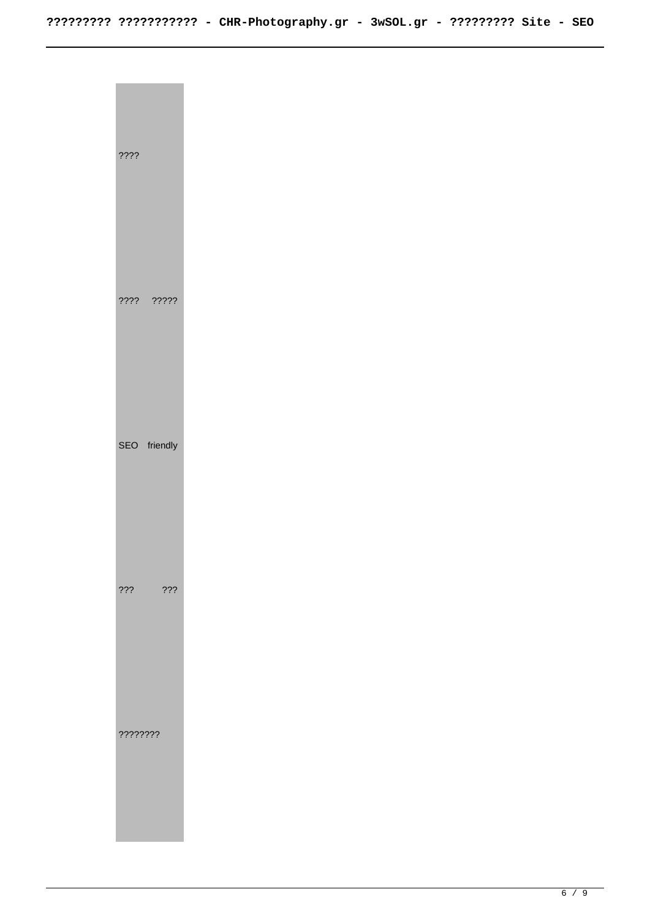| ???? |
| --- |
| ???? ????? |
| SEO friendly |
| ??? ??? |
| ???????? |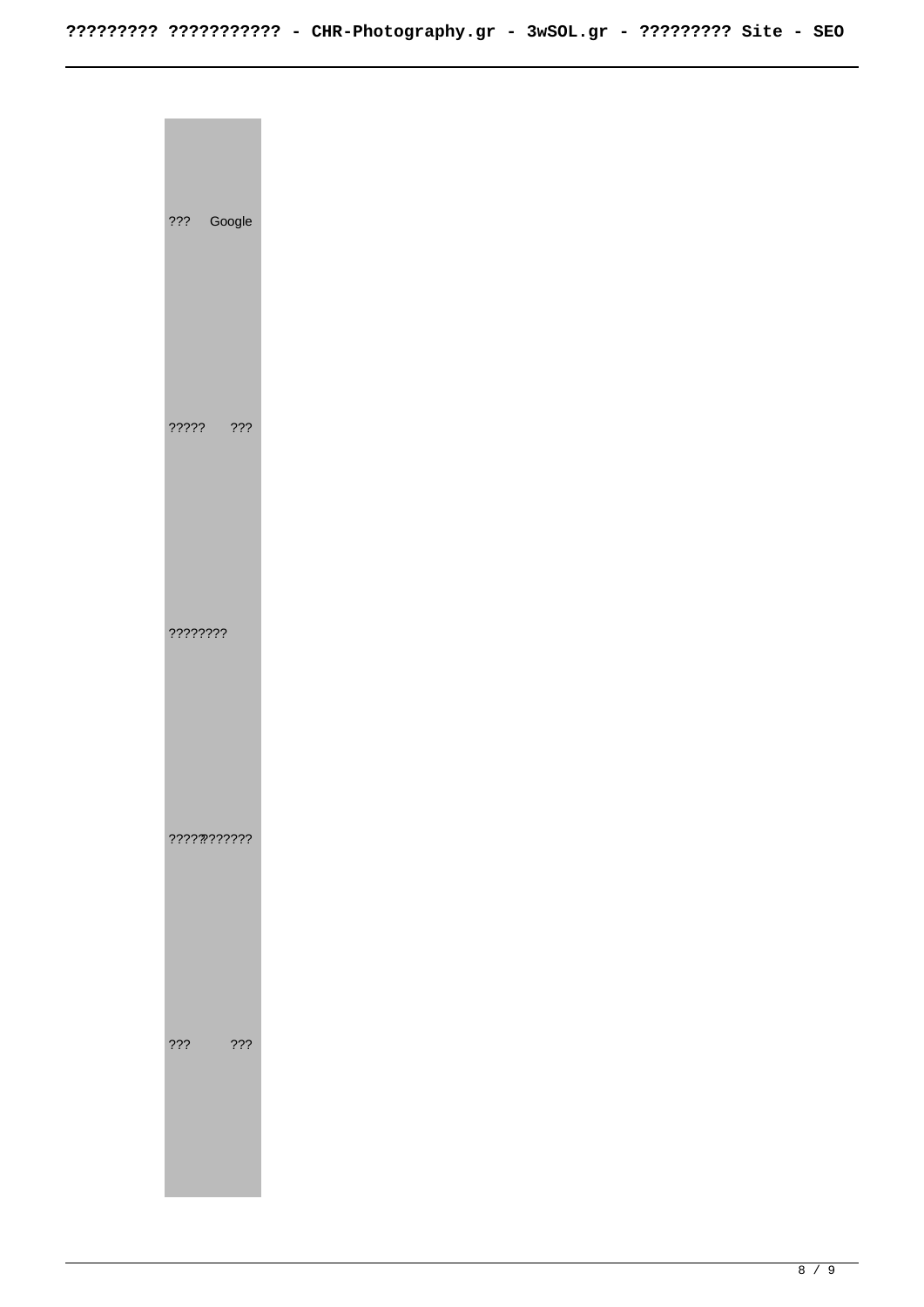??? Google

????? ???

????????

?????????????

??? ???